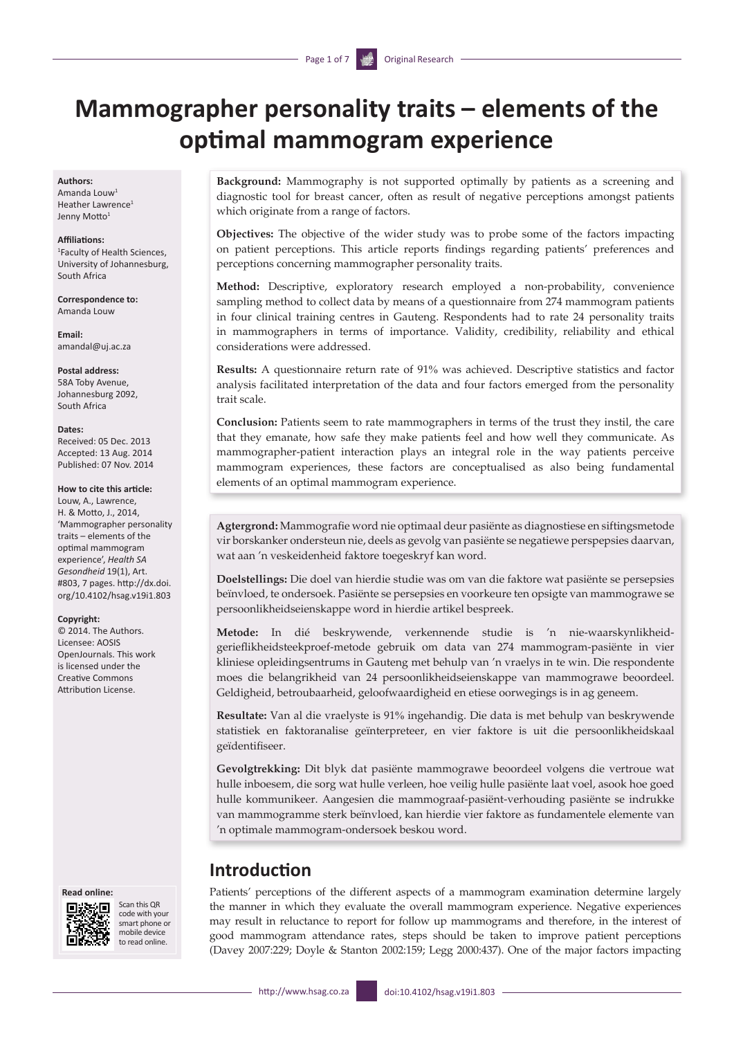# Mammographer personality traits – elements of the optimal mammogram experience

**Authors:**
Amanda Louw[1]
Heather Lawrence[1]
Jenny Motto[1]

**Affiliations:**
[1]Faculty of Health Sciences, University of Johannesburg, South Africa

**Correspondence to:**
Amanda Louw

**Email:**
amandal@uj.ac.za

**Postal address:**
58A Toby Avenue, Johannesburg 2092, South Africa

**Dates:**
Received: 05 Dec. 2013
Accepted: 13 Aug. 2014
Published: 07 Nov. 2014

**How to cite this article:**
Louw, A., Lawrence, H. & Motto, J., 2014, 'Mammographer personality traits – elements of the optimal mammogram experience', *Health SA Gesondheid* 19(1), Art. #803, 7 pages. http://dx.doi.org/10.4102/hsag.v19i1.803

**Copyright:**
© 2014. The Authors. Licensee: AOSIS OpenJournals. This work is licensed under the Creative Commons Attribution License.

**Read online:**
Scan this QR code with your smart phone or mobile device to read online.

**Background:** Mammography is not supported optimally by patients as a screening and diagnostic tool for breast cancer, often as result of negative perceptions amongst patients which originate from a range of factors.

**Objectives:** The objective of the wider study was to probe some of the factors impacting on patient perceptions. This article reports findings regarding patients' preferences and perceptions concerning mammographer personality traits.

**Method:** Descriptive, exploratory research employed a non-probability, convenience sampling method to collect data by means of a questionnaire from 274 mammogram patients in four clinical training centres in Gauteng. Respondents had to rate 24 personality traits in mammographers in terms of importance. Validity, credibility, reliability and ethical considerations were addressed.

**Results:** A questionnaire return rate of 91% was achieved. Descriptive statistics and factor analysis facilitated interpretation of the data and four factors emerged from the personality trait scale.

**Conclusion:** Patients seem to rate mammographers in terms of the trust they instil, the care that they emanate, how safe they make patients feel and how well they communicate. As mammographer-patient interaction plays an integral role in the way patients perceive mammogram experiences, these factors are conceptualised as also being fundamental elements of an optimal mammogram experience.

**Agtergrond:** Mammografie word nie optimaal deur pasiënte as diagnostiese en siftingsmetode vir borskanker ondersteun nie, deels as gevolg van pasiënte se negatiewe perspepsies daarvan, wat aan 'n veskeidenheid faktore toegeskryf kan word.

**Doelstellings:** Die doel van hierdie studie was om van die faktore wat pasiënte se persepsies beïnvloed, te ondersoek. Pasiënte se persepsies en voorkeure ten opsigte van mammograwe se persoonlikheidseienskappe word in hierdie artikel bespreek.

**Metode:** In dié beskrywende, verkennende studie is 'n nie-waarskynlikheid-gerieflikheidsteekproef-metode gebruik om data van 274 mammogram-pasiënte in vier kliniese opleidingsentrums in Gauteng met behulp van 'n vraelys in te win. Die respondente moes die belangrikheid van 24 persoonlikheidseienskappe van mammograwe beoordeel. Geldigheid, betroubaarheid, geloofwaardigheid en etiese oorwegings is in ag geneem.

**Resultate:** Van al die vraelyste is 91% ingehandig. Die data is met behulp van beskrywende statistiek en faktoranalise geïnterpreteer, en vier faktore is uit die persoonlikheidskaal geïdentifiseer.

**Gevolgtrekking:** Dit blyk dat pasiënte mammograwe beoordeel volgens die vertroue wat hulle inboesem, die sorg wat hulle verleen, hoe veilig hulle pasiënte laat voel, asook hoe goed hulle kommunikeer. Aangesien die mammograaf-pasiënt-verhouding pasiënte se indrukke van mammogramme sterk beïnvloed, kan hierdie vier faktore as fundamentele elemente van 'n optimale mammogram-ondersoek beskou word.

## Introduction

Patients' perceptions of the different aspects of a mammogram examination determine largely the manner in which they evaluate the overall mammogram experience. Negative experiences may result in reluctance to report for follow up mammograms and therefore, in the interest of good mammogram attendance rates, steps should be taken to improve patient perceptions (Davey 2007:229; Doyle & Stanton 2002:159; Legg 2000:437). One of the major factors impacting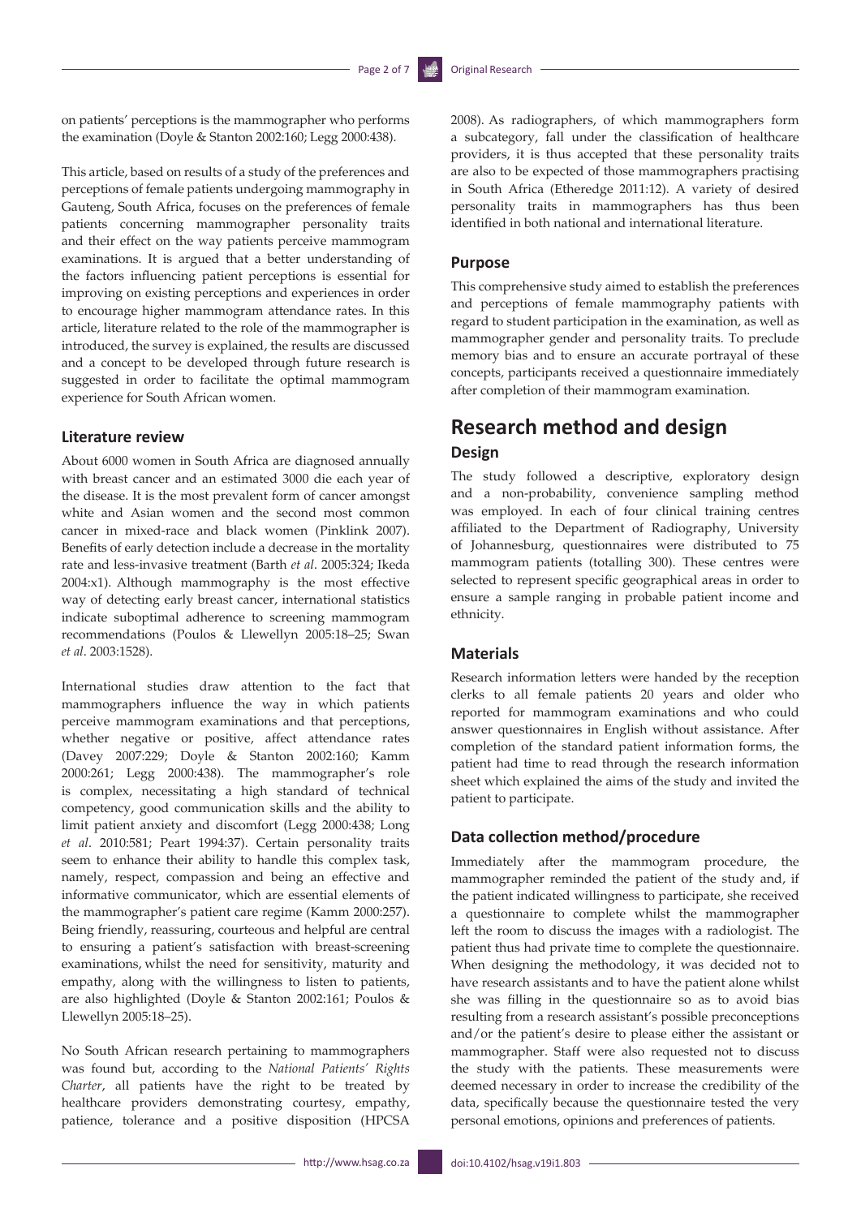on patients' perceptions is the mammographer who performs the examination (Doyle & Stanton 2002:160; Legg 2000:438).

This article, based on results of a study of the preferences and perceptions of female patients undergoing mammography in Gauteng, South Africa, focuses on the preferences of female patients concerning mammographer personality traits and their effect on the way patients perceive mammogram examinations. It is argued that a better understanding of the factors influencing patient perceptions is essential for improving on existing perceptions and experiences in order to encourage higher mammogram attendance rates. In this article, literature related to the role of the mammographer is introduced, the survey is explained, the results are discussed and a concept to be developed through future research is suggested in order to facilitate the optimal mammogram experience for South African women.

### Literature review

About 6000 women in South Africa are diagnosed annually with breast cancer and an estimated 3000 die each year of the disease. It is the most prevalent form of cancer amongst white and Asian women and the second most common cancer in mixed-race and black women (Pinklink 2007). Benefits of early detection include a decrease in the mortality rate and less-invasive treatment (Barth *et al*. 2005:324; Ikeda 2004:x1). Although mammography is the most effective way of detecting early breast cancer, international statistics indicate suboptimal adherence to screening mammogram recommendations (Poulos & Llewellyn 2005:18–25; Swan *et al*. 2003:1528).

International studies draw attention to the fact that mammographers influence the way in which patients perceive mammogram examinations and that perceptions, whether negative or positive, affect attendance rates (Davey 2007:229; Doyle & Stanton 2002:160; Kamm 2000:261; Legg 2000:438). The mammographer's role is complex, necessitating a high standard of technical competency, good communication skills and the ability to limit patient anxiety and discomfort (Legg 2000:438; Long *et al*. 2010:581; Peart 1994:37). Certain personality traits seem to enhance their ability to handle this complex task, namely, respect, compassion and being an effective and informative communicator, which are essential elements of the mammographer's patient care regime (Kamm 2000:257). Being friendly, reassuring, courteous and helpful are central to ensuring a patient's satisfaction with breast-screening examinations, whilst the need for sensitivity, maturity and empathy, along with the willingness to listen to patients, are also highlighted (Doyle & Stanton 2002:161; Poulos & Llewellyn 2005:18–25).

No South African research pertaining to mammographers was found but, according to the *National Patients' Rights Charter*, all patients have the right to be treated by healthcare providers demonstrating courtesy, empathy, patience, tolerance and a positive disposition (HPCSA 2008). As radiographers, of which mammographers form a subcategory, fall under the classification of healthcare providers, it is thus accepted that these personality traits are also to be expected of those mammographers practising in South Africa (Etheredge 2011:12). A variety of desired personality traits in mammographers has thus been identified in both national and international literature.

### Purpose

This comprehensive study aimed to establish the preferences and perceptions of female mammography patients with regard to student participation in the examination, as well as mammographer gender and personality traits. To preclude memory bias and to ensure an accurate portrayal of these concepts, participants received a questionnaire immediately after completion of their mammogram examination.

## Research method and design

### Design

The study followed a descriptive, exploratory design and a non-probability, convenience sampling method was employed. In each of four clinical training centres affiliated to the Department of Radiography, University of Johannesburg, questionnaires were distributed to 75 mammogram patients (totalling 300). These centres were selected to represent specific geographical areas in order to ensure a sample ranging in probable patient income and ethnicity.

### Materials

Research information letters were handed by the reception clerks to all female patients 20 years and older who reported for mammogram examinations and who could answer questionnaires in English without assistance. After completion of the standard patient information forms, the patient had time to read through the research information sheet which explained the aims of the study and invited the patient to participate.

### Data collection method/procedure

Immediately after the mammogram procedure, the mammographer reminded the patient of the study and, if the patient indicated willingness to participate, she received a questionnaire to complete whilst the mammographer left the room to discuss the images with a radiologist. The patient thus had private time to complete the questionnaire. When designing the methodology, it was decided not to have research assistants and to have the patient alone whilst she was filling in the questionnaire so as to avoid bias resulting from a research assistant's possible preconceptions and/or the patient's desire to please either the assistant or mammographer. Staff were also requested not to discuss the study with the patients. These measurements were deemed necessary in order to increase the credibility of the data, specifically because the questionnaire tested the very personal emotions, opinions and preferences of patients.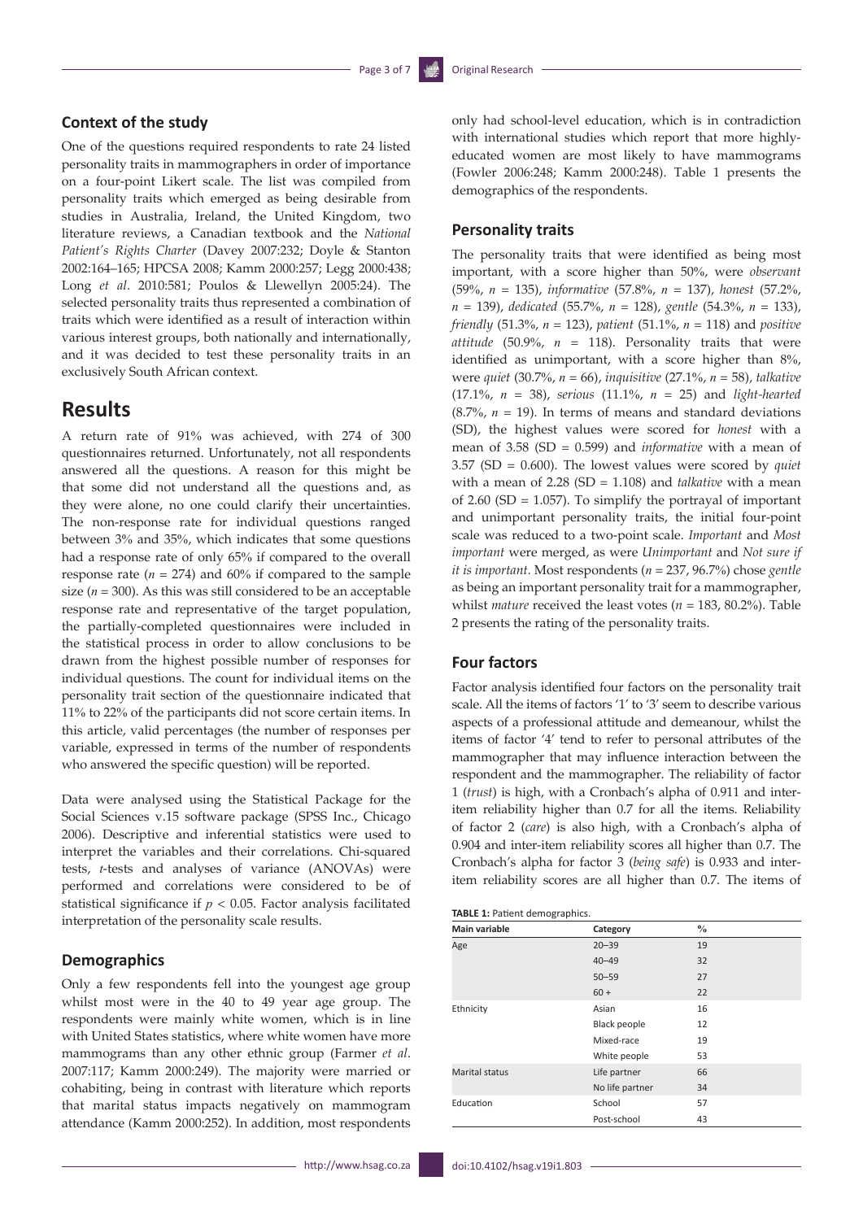### Context of the study

One of the questions required respondents to rate 24 listed personality traits in mammographers in order of importance on a four-point Likert scale. The list was compiled from personality traits which emerged as being desirable from studies in Australia, Ireland, the United Kingdom, two literature reviews, a Canadian textbook and the *National Patient's Rights Charter* (Davey 2007:232; Doyle & Stanton 2002:164–165; HPCSA 2008; Kamm 2000:257; Legg 2000:438; Long *et al*. 2010:581; Poulos & Llewellyn 2005:24). The selected personality traits thus represented a combination of traits which were identified as a result of interaction within various interest groups, both nationally and internationally, and it was decided to test these personality traits in an exclusively South African context.

## Results

A return rate of 91% was achieved, with 274 of 300 questionnaires returned. Unfortunately, not all respondents answered all the questions. A reason for this might be that some did not understand all the questions and, as they were alone, no one could clarify their uncertainties. The non-response rate for individual questions ranged between 3% and 35%, which indicates that some questions had a response rate of only 65% if compared to the overall response rate ($n$ = 274) and 60% if compared to the sample size ($n$ = 300). As this was still considered to be an acceptable response rate and representative of the target population, the partially-completed questionnaires were included in the statistical process in order to allow conclusions to be drawn from the highest possible number of responses for individual questions. The count for individual items on the personality trait section of the questionnaire indicated that 11% to 22% of the participants did not score certain items. In this article, valid percentages (the number of responses per variable, expressed in terms of the number of respondents who answered the specific question) will be reported.

Data were analysed using the Statistical Package for the Social Sciences v.15 software package (SPSS Inc., Chicago 2006). Descriptive and inferential statistics were used to interpret the variables and their correlations. Chi-squared tests, *t*-tests and analyses of variance (ANOVAs) were performed and correlations were considered to be of statistical significance if $p < 0.05$. Factor analysis facilitated interpretation of the personality scale results.

### Demographics

Only a few respondents fell into the youngest age group whilst most were in the 40 to 49 year age group. The respondents were mainly white women, which is in line with United States statistics, where white women have more mammograms than any other ethnic group (Farmer *et al*. 2007:117; Kamm 2000:249). The majority were married or cohabiting, being in contrast with literature which reports that marital status impacts negatively on mammogram attendance (Kamm 2000:252). In addition, most respondents only had school-level education, which is in contradiction with international studies which report that more highly-educated women are most likely to have mammograms (Fowler 2006:248; Kamm 2000:248). Table 1 presents the demographics of the respondents.

### Personality traits

The personality traits that were identified as being most important, with a score higher than 50%, were *observant* (59%, $n$ = 135), *informative* (57.8%, $n$ = 137), *honest* (57.2%, $n$ = 139), *dedicated* (55.7%, $n$ = 128), *gentle* (54.3%, $n$ = 133), *friendly* (51.3%, $n$ = 123), *patient* (51.1%, $n$ = 118) and *positive attitude* (50.9%, $n$ = 118). Personality traits that were identified as unimportant, with a score higher than 8%, were *quiet* (30.7%, $n$ = 66), *inquisitive* (27.1%, $n$ = 58), *talkative* (17.1%, $n$ = 38), *serious* (11.1%, $n$ = 25) and *light-hearted* (8.7%, $n$ = 19). In terms of means and standard deviations (SD), the highest values were scored for *honest* with a mean of 3.58 (SD = 0.599) and *informative* with a mean of 3.57 (SD = 0.600). The lowest values were scored by *quiet* with a mean of 2.28 (SD = 1.108) and *talkative* with a mean of 2.60 (SD = 1.057). To simplify the portrayal of important and unimportant personality traits, the initial four-point scale was reduced to a two-point scale. *Important* and *Most important* were merged, as were *Unimportant* and *Not sure if it is important*. Most respondents ($n$ = 237, 96.7%) chose *gentle* as being an important personality trait for a mammographer, whilst *mature* received the least votes ($n$ = 183, 80.2%). Table 2 presents the rating of the personality traits.

### Four factors

Factor analysis identified four factors on the personality trait scale. All the items of factors '1' to '3' seem to describe various aspects of a professional attitude and demeanour, whilst the items of factor '4' tend to refer to personal attributes of the mammographer that may influence interaction between the respondent and the mammographer. The reliability of factor 1 (*trust*) is high, with a Cronbach's alpha of 0.911 and inter-item reliability higher than 0.7 for all the items. Reliability of factor 2 (*care*) is also high, with a Cronbach's alpha of 0.904 and inter-item reliability scores all higher than 0.7. The Cronbach's alpha for factor 3 (*being safe*) is 0.933 and inter-item reliability scores are all higher than 0.7. The items of

**TABLE 1:** Patient demographics.

| Main variable | Category | % |
|---|---|---|
| Age | 20–39 | 19 |
| | 40–49 | 32 |
| | 50–59 | 27 |
| | 60 + | 22 |
| Ethnicity | Asian | 16 |
| | Black people | 12 |
| | Mixed-race | 19 |
| | White people | 53 |
| Marital status | Life partner | 66 |
| | No life partner | 34 |
| Education | School | 57 |
| | Post-school | 43 |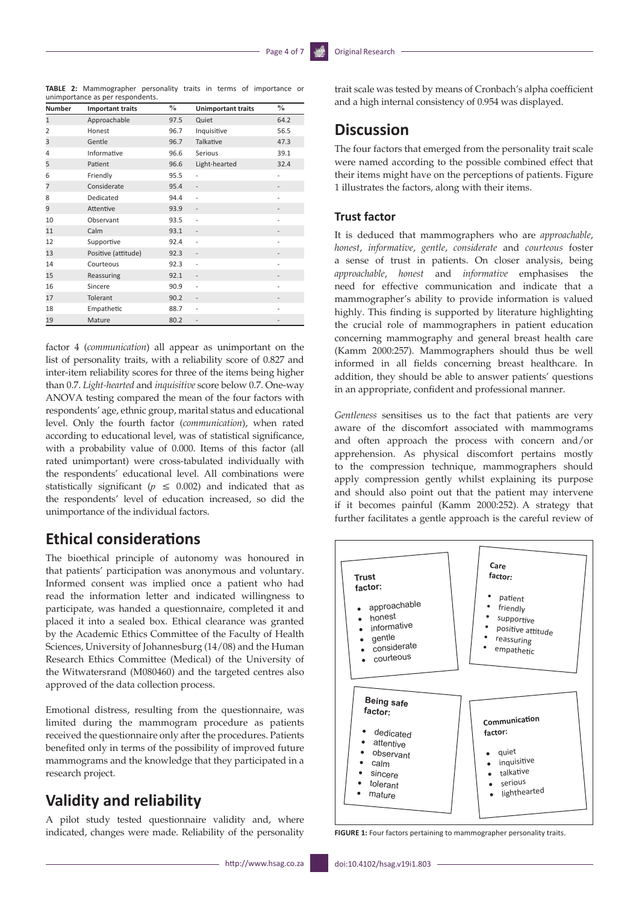**TABLE 2:** Mammographer personality traits in terms of importance or unimportance as per respondents.

| Number | Important traits | % | Unimportant traits | % |
|---|---|---|---|---|
| 1 | Approachable | 97.5 | Quiet | 64.2 |
| 2 | Honest | 96.7 | Inquisitive | 56.5 |
| 3 | Gentle | 96.7 | Talkative | 47.3 |
| 4 | Informative | 96.6 | Serious | 39.1 |
| 5 | Patient | 96.6 | Light-hearted | 32.4 |
| 6 | Friendly | 95.5 | - | - |
| 7 | Considerate | 95.4 | - | - |
| 8 | Dedicated | 94.4 | - | - |
| 9 | Attentive | 93.9 | - | - |
| 10 | Observant | 93.5 | - | - |
| 11 | Calm | 93.1 | - | - |
| 12 | Supportive | 92.4 | - | - |
| 13 | Positive (attitude) | 92.3 | - | - |
| 14 | Courteous | 92.3 | - | - |
| 15 | Reassuring | 92.1 | - | - |
| 16 | Sincere | 90.9 | - | - |
| 17 | Tolerant | 90.2 | - | - |
| 18 | Empathetic | 88.7 | - | - |
| 19 | Mature | 80.2 | - | - |

factor 4 (*communication*) all appear as unimportant on the list of personality traits, with a reliability score of 0.827 and inter-item reliability scores for three of the items being higher than 0.7. *Light-hearted* and *inquisitive* score below 0.7. One-way ANOVA testing compared the mean of the four factors with respondents' age, ethnic group, marital status and educational level. Only the fourth factor (*communication*), when rated according to educational level, was of statistical significance, with a probability value of 0.000. Items of this factor (all rated unimportant) were cross-tabulated individually with the respondents' educational level. All combinations were statistically significant ($p \leq 0.002$) and indicated that as the respondents' level of education increased, so did the unimportance of the individual factors.

## Ethical considerations

The bioethical principle of autonomy was honoured in that patients' participation was anonymous and voluntary. Informed consent was implied once a patient who had read the information letter and indicated willingness to participate, was handed a questionnaire, completed it and placed it into a sealed box. Ethical clearance was granted by the Academic Ethics Committee of the Faculty of Health Sciences, University of Johannesburg (14/08) and the Human Research Ethics Committee (Medical) of the University of the Witwatersrand (M080460) and the targeted centres also approved of the data collection process.

Emotional distress, resulting from the questionnaire, was limited during the mammogram procedure as patients received the questionnaire only after the procedures. Patients benefited only in terms of the possibility of improved future mammograms and the knowledge that they participated in a research project.

## Validity and reliability

A pilot study tested questionnaire validity and, where indicated, changes were made. Reliability of the personality trait scale was tested by means of Cronbach's alpha coefficient and a high internal consistency of 0.954 was displayed.

## Discussion

The four factors that emerged from the personality trait scale were named according to the possible combined effect that their items might have on the perceptions of patients. Figure 1 illustrates the factors, along with their items.

### Trust factor

It is deduced that mammographers who are *approachable*, *honest*, *informative*, *gentle*, *considerate* and *courteous* foster a sense of trust in patients. On closer analysis, being *approachable*, *honest* and *informative* emphasises the need for effective communication and indicate that a mammographer's ability to provide information is valued highly. This finding is supported by literature highlighting the crucial role of mammographers in patient education concerning mammography and general breast health care (Kamm 2000:257). Mammographers should thus be well informed in all fields concerning breast healthcare. In addition, they should be able to answer patients' questions in an appropriate, confident and professional manner.

*Gentleness* sensitises us to the fact that patients are very aware of the discomfort associated with mammograms and often approach the process with concern and/or apprehension. As physical discomfort pertains mostly to the compression technique, mammographers should apply compression gently whilst explaining its purpose and should also point out that the patient may intervene if it becomes painful (Kamm 2000:252). A strategy that further facilitates a gentle approach is the careful review of

**Trust factor:**
- approachable
- honest
- informative
- gentle
- considerate
- courteous

**Care factor:**
- patient
- friendly
- supportive
- positive attitude
- reassuring
- empathetic

**Being safe factor:**
- dedicated
- attentive
- observant
- calm
- sincere
- tolerant
- mature

**Communication factor:**
- quiet
- inquisitive
- talkative
- serious
- lighthearted

**FIGURE 1:** Four factors pertaining to mammographer personality traits.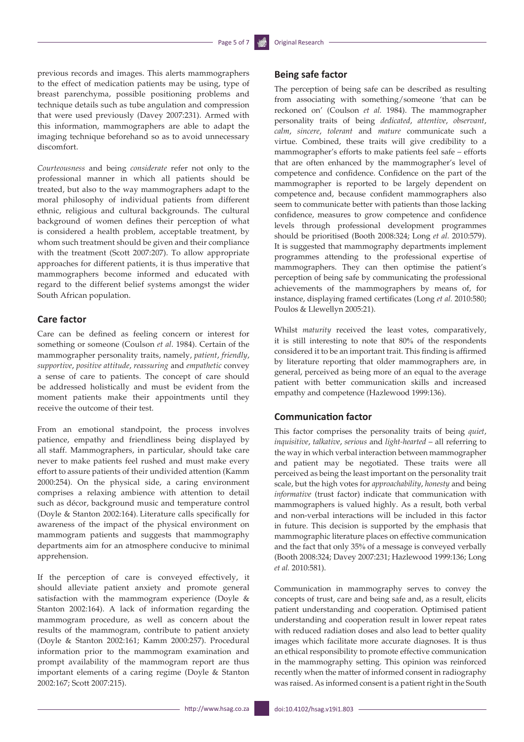previous records and images. This alerts mammographers to the effect of medication patients may be using, type of breast parenchyma, possible positioning problems and technique details such as tube angulation and compression that were used previously (Davey 2007:231). Armed with this information, mammographers are able to adapt the imaging technique beforehand so as to avoid unnecessary discomfort.

*Courteousness* and being *considerate* refer not only to the professional manner in which all patients should be treated, but also to the way mammographers adapt to the moral philosophy of individual patients from different ethnic, religious and cultural backgrounds. The cultural background of women defines their perception of what is considered a health problem, acceptable treatment, by whom such treatment should be given and their compliance with the treatment (Scott 2007:207). To allow appropriate approaches for different patients, it is thus imperative that mammographers become informed and educated with regard to the different belief systems amongst the wider South African population.

## Care factor

Care can be defined as feeling concern or interest for something or someone (Coulson *et al*. 1984). Certain of the mammographer personality traits, namely, *patient*, *friendly*, *supportive*, *positive attitude*, *reassuring* and *empathetic* convey a sense of care to patients. The concept of care should be addressed holistically and must be evident from the moment patients make their appointments until they receive the outcome of their test.

From an emotional standpoint, the process involves patience, empathy and friendliness being displayed by all staff. Mammographers, in particular, should take care never to make patients feel rushed and must make every effort to assure patients of their undivided attention (Kamm 2000:254). On the physical side, a caring environment comprises a relaxing ambience with attention to detail such as décor, background music and temperature control (Doyle & Stanton 2002:164). Literature calls specifically for awareness of the impact of the physical environment on mammogram patients and suggests that mammography departments aim for an atmosphere conducive to minimal apprehension.

If the perception of care is conveyed effectively, it should alleviate patient anxiety and promote general satisfaction with the mammogram experience (Doyle & Stanton 2002:164). A lack of information regarding the mammogram procedure, as well as concern about the results of the mammogram, contribute to patient anxiety (Doyle & Stanton 2002:161; Kamm 2000:257). Procedural information prior to the mammogram examination and prompt availability of the mammogram report are thus important elements of a caring regime (Doyle & Stanton 2002:167; Scott 2007:215).

## Being safe factor

The perception of being safe can be described as resulting from associating with something/someone 'that can be reckoned on' (Coulson *et al.* 1984). The mammographer personality traits of being *dedicated*, *attentive*, *observant*, *calm*, *sincere*, *tolerant* and *mature* communicate such a virtue. Combined, these traits will give credibility to a mammographer's efforts to make patients feel safe – efforts that are often enhanced by the mammographer's level of competence and confidence. Confidence on the part of the mammographer is reported to be largely dependent on competence and, because confident mammographers also seem to communicate better with patients than those lacking confidence, measures to grow competence and confidence levels through professional development programmes should be prioritised (Booth 2008:324; Long *et al.* 2010:579). It is suggested that mammography departments implement programmes attending to the professional expertise of mammographers. They can then optimise the patient's perception of being safe by communicating the professional achievements of the mammographers by means of, for instance, displaying framed certificates (Long *et al.* 2010:580; Poulos & Llewellyn 2005:21).

Whilst *maturity* received the least votes, comparatively, it is still interesting to note that 80% of the respondents considered it to be an important trait. This finding is affirmed by literature reporting that older mammographers are, in general, perceived as being more of an equal to the average patient with better communication skills and increased empathy and competence (Hazlewood 1999:136).

## Communication factor

This factor comprises the personality traits of being *quiet*, *inquisitive*, *talkative*, *serious* and *light-hearted* – all referring to the way in which verbal interaction between mammographer and patient may be negotiated. These traits were all perceived as being the least important on the personality trait scale, but the high votes for *approachability*, *honesty* and being *informative* (trust factor) indicate that communication with mammographers is valued highly. As a result, both verbal and non-verbal interactions will be included in this factor in future. This decision is supported by the emphasis that mammographic literature places on effective communication and the fact that only 35% of a message is conveyed verbally (Booth 2008:324; Davey 2007:231; Hazlewood 1999:136; Long *et al.* 2010:581).

Communication in mammography serves to convey the concepts of trust, care and being safe and, as a result, elicits patient understanding and cooperation. Optimised patient understanding and cooperation result in lower repeat rates with reduced radiation doses and also lead to better quality images which facilitate more accurate diagnoses. It is thus an ethical responsibility to promote effective communication in the mammography setting. This opinion was reinforced recently when the matter of informed consent in radiography was raised. As informed consent is a patient right in the South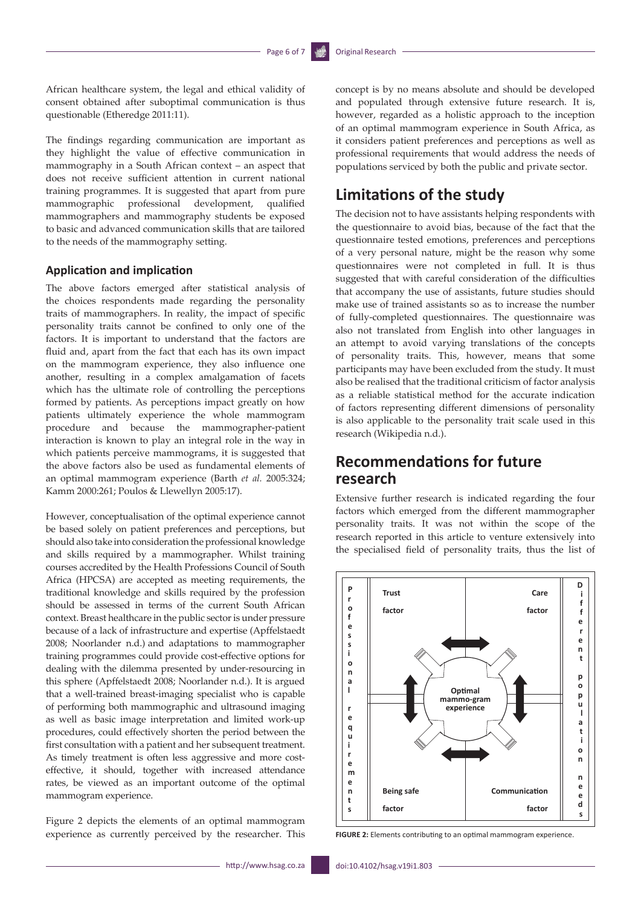African healthcare system, the legal and ethical validity of consent obtained after suboptimal communication is thus questionable (Etheredge 2011:11).

The findings regarding communication are important as they highlight the value of effective communication in mammography in a South African context – an aspect that does not receive sufficient attention in current national training programmes. It is suggested that apart from pure mammographic professional development, qualified mammographers and mammography students be exposed to basic and advanced communication skills that are tailored to the needs of the mammography setting.

### Application and implication

The above factors emerged after statistical analysis of the choices respondents made regarding the personality traits of mammographers. In reality, the impact of specific personality traits cannot be confined to only one of the factors. It is important to understand that the factors are fluid and, apart from the fact that each has its own impact on the mammogram experience, they also influence one another, resulting in a complex amalgamation of facets which has the ultimate role of controlling the perceptions formed by patients. As perceptions impact greatly on how patients ultimately experience the whole mammogram procedure and because the mammographer-patient interaction is known to play an integral role in the way in which patients perceive mammograms, it is suggested that the above factors also be used as fundamental elements of an optimal mammogram experience (Barth *et al.* 2005:324; Kamm 2000:261; Poulos & Llewellyn 2005:17).

However, conceptualisation of the optimal experience cannot be based solely on patient preferences and perceptions, but should also take into consideration the professional knowledge and skills required by a mammographer. Whilst training courses accredited by the Health Professions Council of South Africa (HPCSA) are accepted as meeting requirements, the traditional knowledge and skills required by the profession should be assessed in terms of the current South African context. Breast healthcare in the public sector is under pressure because of a lack of infrastructure and expertise (Apffelstaedt 2008; Noorlander n.d.) and adaptations to mammographer training programmes could provide cost-effective options for dealing with the dilemma presented by under-resourcing in this sphere (Apffelstaedt 2008; Noorlander n.d.). It is argued that a well-trained breast-imaging specialist who is capable of performing both mammographic and ultrasound imaging as well as basic image interpretation and limited work-up procedures, could effectively shorten the period between the first consultation with a patient and her subsequent treatment. As timely treatment is often less aggressive and more cost-effective, it should, together with increased attendance rates, be viewed as an important outcome of the optimal mammogram experience.

Figure 2 depicts the elements of an optimal mammogram experience as currently perceived by the researcher. This concept is by no means absolute and should be developed and populated through extensive future research. It is, however, regarded as a holistic approach to the inception of an optimal mammogram experience in South Africa, as it considers patient preferences and perceptions as well as professional requirements that would address the needs of populations serviced by both the public and private sector.

## Limitations of the study

The decision not to have assistants helping respondents with the questionnaire to avoid bias, because of the fact that the questionnaire tested emotions, preferences and perceptions of a very personal nature, might be the reason why some questionnaires were not completed in full. It is thus suggested that with careful consideration of the difficulties that accompany the use of assistants, future studies should make use of trained assistants so as to increase the number of fully-completed questionnaires. The questionnaire was also not translated from English into other languages in an attempt to avoid varying translations of the concepts of personality traits. This, however, means that some participants may have been excluded from the study. It must also be realised that the traditional criticism of factor analysis as a reliable statistical method for the accurate indication of factors representing different dimensions of personality is also applicable to the personality trait scale used in this research (Wikipedia n.d.).

## Recommendations for future research

Extensive further research is indicated regarding the four factors which emerged from the different mammographer personality traits. It was not within the scope of the research reported in this article to venture extensively into the specialised field of personality traits, thus the list of

Professional requirements | Trust factor | Care factor | Optimal mammo-gram experience | Being safe factor | Communication factor | Different population needs

**FIGURE 2:** Elements contributing to an optimal mammogram experience.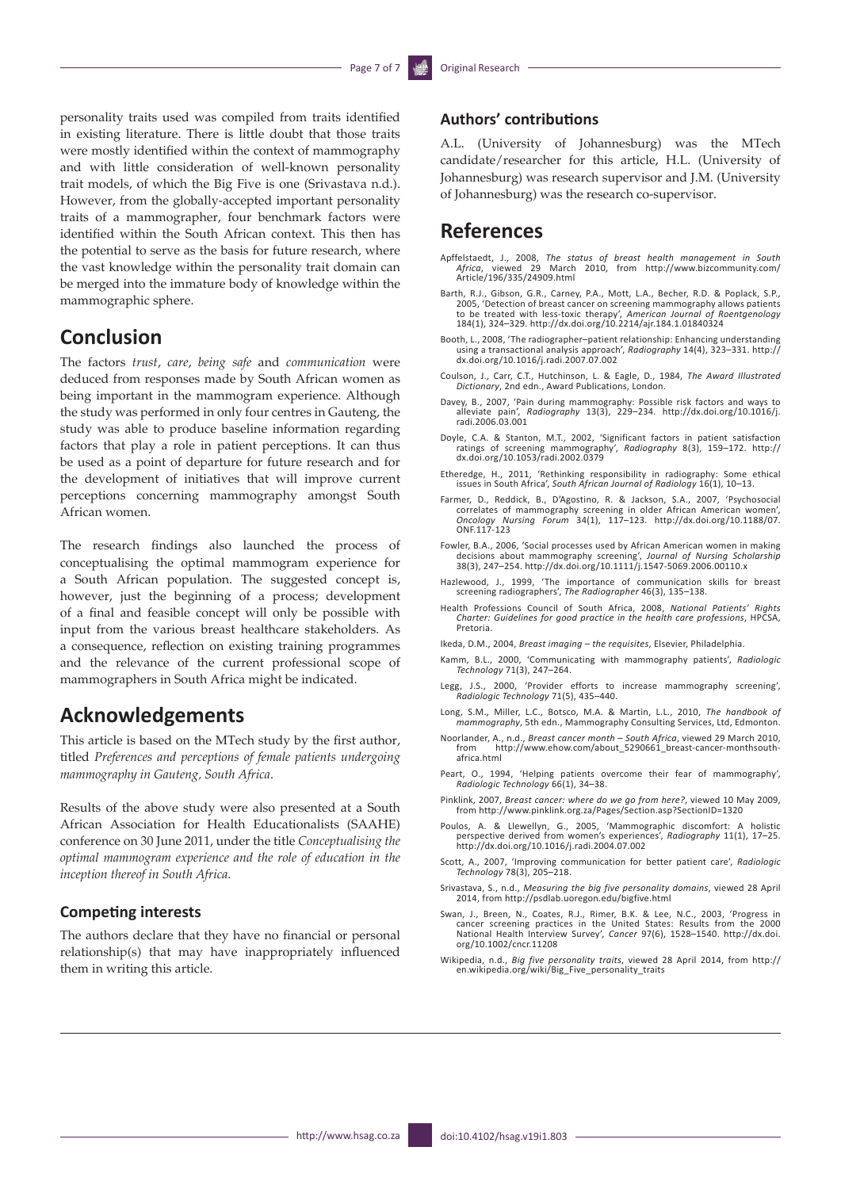personality traits used was compiled from traits identified in existing literature. There is little doubt that those traits were mostly identified within the context of mammography and with little consideration of well-known personality trait models, of which the Big Five is one (Srivastava n.d.). However, from the globally-accepted important personality traits of a mammographer, four benchmark factors were identified within the South African context. This then has the potential to serve as the basis for future research, where the vast knowledge within the personality trait domain can be merged into the immature body of knowledge within the mammographic sphere.

## Conclusion

The factors *trust*, *care*, *being safe* and *communication* were deduced from responses made by South African women as being important in the mammogram experience. Although the study was performed in only four centres in Gauteng, the study was able to produce baseline information regarding factors that play a role in patient perceptions. It can thus be used as a point of departure for future research and for the development of initiatives that will improve current perceptions concerning mammography amongst South African women.

The research findings also launched the process of conceptualising the optimal mammogram experience for a South African population. The suggested concept is, however, just the beginning of a process; development of a final and feasible concept will only be possible with input from the various breast healthcare stakeholders. As a consequence, reflection on existing training programmes and the relevance of the current professional scope of mammographers in South Africa might be indicated.

## Acknowledgements

This article is based on the MTech study by the first author, titled *Preferences and perceptions of female patients undergoing mammography in Gauteng, South Africa*.

Results of the above study were also presented at a South African Association for Health Educationalists (SAAHE) conference on 30 June 2011, under the title *Conceptualising the optimal mammogram experience and the role of education in the inception thereof in South Africa*.

### Competing interests

The authors declare that they have no financial or personal relationship(s) that may have inappropriately influenced them in writing this article.

### Authors' contributions

A.L. (University of Johannesburg) was the MTech candidate/researcher for this article, H.L. (University of Johannesburg) was research supervisor and J.M. (University of Johannesburg) was the research co-supervisor.

## References

Apffelstaedt, J., 2008, *The status of breast health management in South Africa*, viewed 29 March 2010, from http://www.bizcommunity.com/Article/196/335/24909.html

Barth, R.J., Gibson, G.R., Carney, P.A., Mott, L.A., Becher, R.D. & Poplack, S.P., 2005, 'Detection of breast cancer on screening mammography allows patients to be treated with less-toxic therapy', *American Journal of Roentgenology* 184(1), 324–329. http://dx.doi.org/10.2214/ajr.184.1.01840324

Booth, L., 2008, 'The radiographer–patient relationship: Enhancing understanding using a transactional analysis approach', *Radiography* 14(4), 323–331. http://dx.doi.org/10.1016/j.radi.2007.07.002

Coulson, J., Carr, C.T., Hutchinson, L. & Eagle, D., 1984, *The Award Illustrated Dictionary*, 2nd edn., Award Publications, London.

Davey, B., 2007, 'Pain during mammography: Possible risk factors and ways to alleviate pain', *Radiography* 13(3), 229–234. http://dx.doi.org/10.1016/j.radi.2006.03.001

Doyle, C.A. & Stanton, M.T., 2002, 'Significant factors in patient satisfaction ratings of screening mammography', *Radiography* 8(3), 159–172. http://dx.doi.org/10.1053/radi.2002.0379

Etheredge, H., 2011, 'Rethinking responsibility in radiography: Some ethical issues in South Africa', *South African Journal of Radiology* 16(1), 10–13.

Farmer, D., Reddick, B., D'Agostino, R. & Jackson, S.A., 2007, 'Psychosocial correlates of mammography screening in older African American women', *Oncology Nursing Forum* 34(1), 117–123. http://dx.doi.org/10.1188/07.ONF.117-123

Fowler, B.A., 2006, 'Social processes used by African American women in making decisions about mammography screening', *Journal of Nursing Scholarship* 38(3), 247–254. http://dx.doi.org/10.1111/j.1547-5069.2006.00110.x

Hazlewood, J., 1999, 'The importance of communication skills for breast screening radiographers', *The Radiographer* 46(3), 135–138.

Health Professions Council of South Africa, 2008, *National Patients' Rights Charter: Guidelines for good practice in the health care professions*, HPCSA, Pretoria.

Ikeda, D.M., 2004, *Breast imaging – the requisites*, Elsevier, Philadelphia.

Kamm, B.L., 2000, 'Communicating with mammography patients', *Radiologic Technology* 71(3), 247–264.

Legg, J.S., 2000, 'Provider efforts to increase mammography screening', *Radiologic Technology* 71(5), 435–440.

Long, S.M., Miller, L.C., Botsco, M.A. & Martin, L.L., 2010, *The handbook of mammography*, 5th edn., Mammography Consulting Services, Ltd, Edmonton.

Noorlander, A., n.d., *Breast cancer month – South Africa*, viewed 29 March 2010, from http://www.ehow.com/about_5290661_breast-cancer-monthsouth-africa.html

Peart, O., 1994, 'Helping patients overcome their fear of mammography', *Radiologic Technology* 66(1), 34–38.

Pinklink, 2007, *Breast cancer: where do we go from here?*, viewed 10 May 2009, from http://www.pinklink.org.za/Pages/Section.asp?SectionID=1320

Poulos, A. & Llewellyn, G., 2005, 'Mammographic discomfort: A holistic perspective derived from women's experiences', *Radiography* 11(1), 17–25. http://dx.doi.org/10.1016/j.radi.2004.07.002

Scott, A., 2007, 'Improving communication for better patient care', *Radiologic Technology* 78(3), 205–218.

Srivastava, S., n.d., *Measuring the big five personality domains*, viewed 28 April 2014, from http://psdlab.uoregon.edu/bigfive.html

Swan, J., Breen, N., Coates, R.J., Rimer, B.K. & Lee, N.C., 2003, 'Progress in cancer screening practices in the United States: Results from the 2000 National Health Interview Survey', *Cancer* 97(6), 1528–1540. http://dx.doi.org/10.1002/cncr.11208

Wikipedia, n.d., *Big five personality traits*, viewed 28 April 2014, from http://en.wikipedia.org/wiki/Big_Five_personality_traits